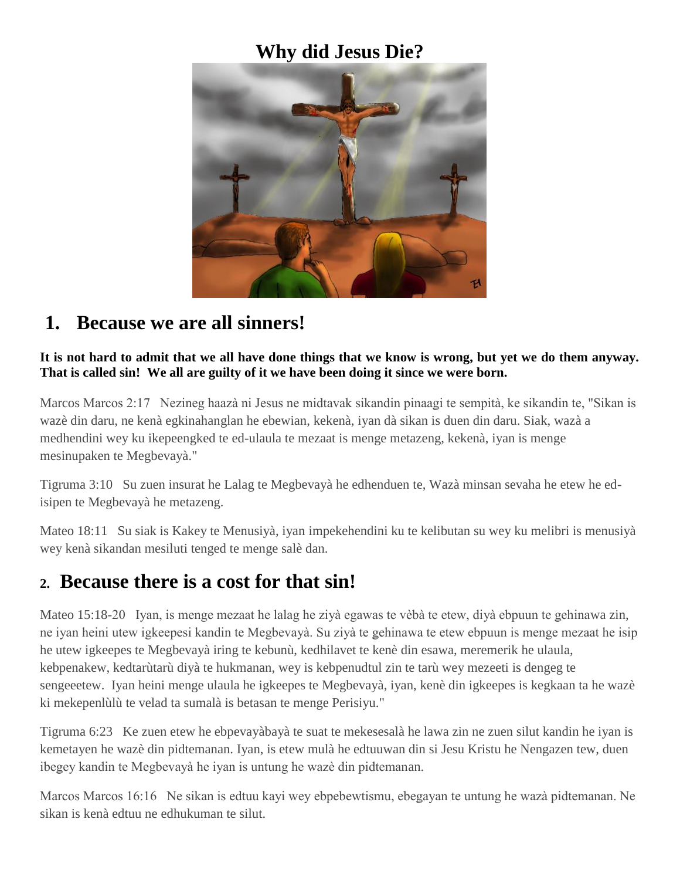# Why did Jesus Die?

## 1. Because we are all sinners!

**It is not hard to admit that we all have done things that we know is wrong, but yet we do them anyway. That is called sin! We all are guilty of it we have been doing it since we were born.**

Marcos Marcos 2:17 Nezineg haazà ni Jesus ne midtavak sikandin pinaagi te sempità, ke sikandin te, "Sikan is wazè din daru, ne kenà egkinahanglan he ebewian, kekenà, iyan dà sikan is duen din daru. Siak, wazà a medhendini wey ku ikepeengked te ed-ulaula te mezaat is menge metazeng, kekenà, iyan is menge mesinupaken te Megbevayà."

Tigruma 3:10 Su zuen insurat he Lalag te Megbevayà he edhenduen te, Wazà minsan sevaha he etew he ed-isipen te Megbevayà he metazeng.

Mateo 18:11 Su siak is Kakey te Menusiyà, iyan impekehendini ku te kelibutan su wey ku melibri is menusiyà wey kenà sikandan mesiluti tenged te menge salè dan.

## 2. Because there is a cost for that sin!

Mateo 15:18-20 Iyan, is menge mezaat he lalag he ziyà egawas te vèbà te etew, diyà ebpuun te gehinawa zin, ne iyan heini utew igkeepesi kandin te Megbevayà. Su ziyà te gehinawa te etew ebpuun is menge mezaat he isip he utew igkeepes te Megbevayà iring te kebunù, kedhilavet te kenè din esawa, meremerik he ulaula, kebpenakew, kedtarùtarù diyà te hukmanan, wey is kebpenudtul zin te tarù wey mezeeti is dengeg te sengeeetew. Iyan heini menge ulaula he igkeepes te Megbevayà, iyan, kenè din igkeepes is kegkaan ta he wazè ki mekepenlùlù te velad ta sumalà is betasan te menge Perisiyu."

Tigruma 6:23 Ke zuen etew he ebpevayàbayà te suat te mekesesalà he lawa zin ne zuen silut kandin he iyan is kemetayen he wazè din pidtemanan. Iyan, is etew mulà he edtuuwan din si Jesu Kristu he Nengazen tew, duen ibegey kandin te Megbevayà he iyan is untung he wazè din pidtemanan.

Marcos Marcos 16:16 Ne sikan is edtuu kayi wey ebpebewtismu, ebegayan te untung he wazà pidtemanan. Ne sikan is kenà edtuu ne edhukuman te silut.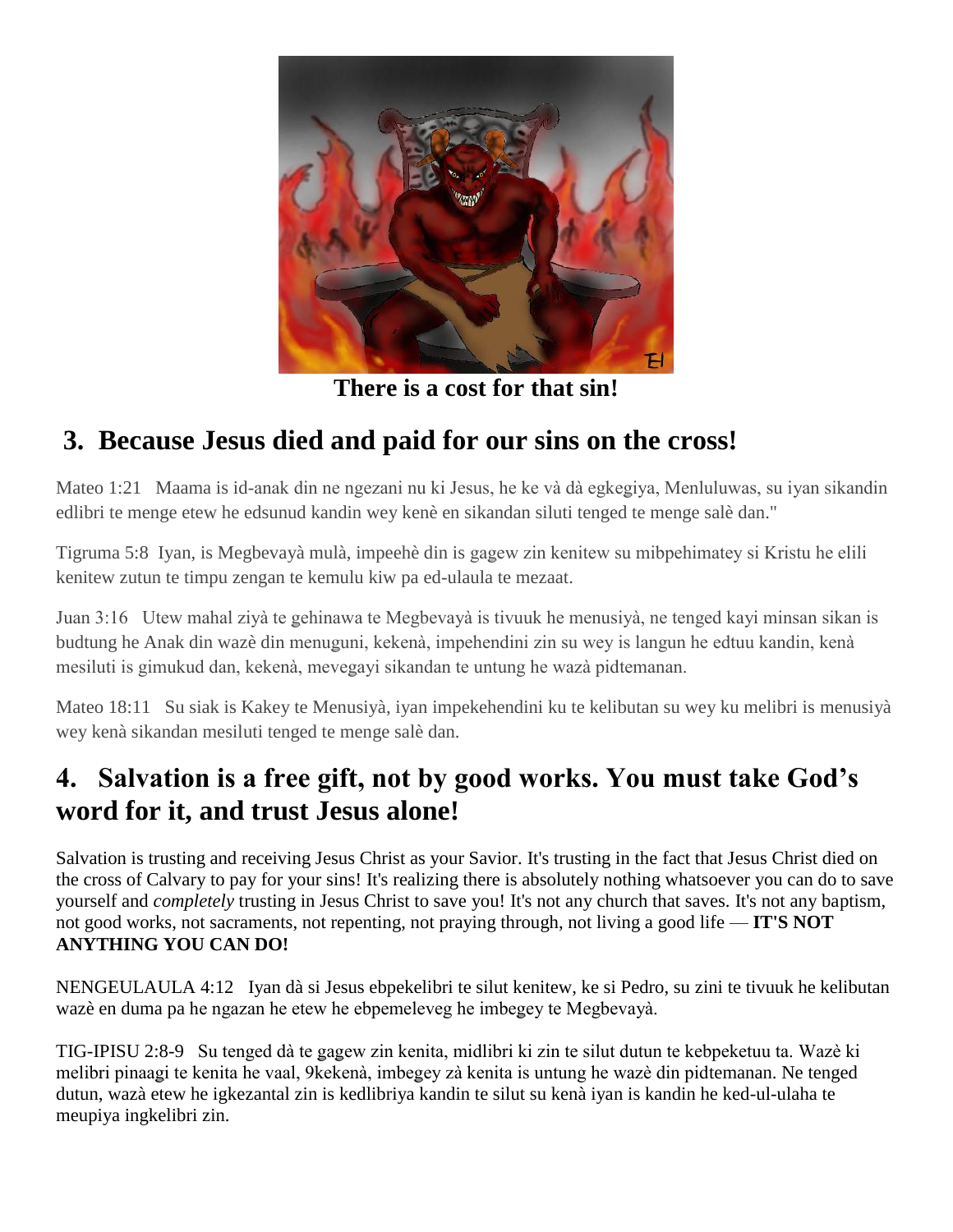**There is a cost for that sin!**

## 3. Because Jesus died and paid for our sins on the cross!

Mateo 1:21   Maama is id-anak din ne ngezani nu ki Jesus, he ke và dà egkegiya, Menluluwas, su iyan sikandin edlibri te menge etew he edsunud kandin wey kenè en sikandan siluti tenged te menge salè dan."

Tigruma 5:8  Iyan, is Megbevayà mulà, impeehè din is gagew zin kenitew su mibpehimatey si Kristu he elili kenitew zutun te timpu zengan te kemulu kiw pa ed-ulaula te mezaat.

Juan 3:16   Utew mahal ziyà te gehinawa te Megbevayà is tivuuk he menusiyà, ne tenged kayi minsan sikan is budtung he Anak din wazè din menuguni, kekenà, impehendini zin su wey is langun he edtuu kandin, kenà mesiluti is gimukud dan, kekenà, mevegayi sikandan te untung he wazà pidtemanan.

Mateo 18:11   Su siak is Kakey te Menusiyà, iyan impekehendini ku te kelibutan su wey ku melibri is menusiyà wey kenà sikandan mesiluti tenged te menge salè dan.

## 4. Salvation is a free gift, not by good works. You must take God's word for it, and trust Jesus alone!

Salvation is trusting and receiving Jesus Christ as your Savior. It's trusting in the fact that Jesus Christ died on the cross of Calvary to pay for your sins! It's realizing there is absolutely nothing whatsoever you can do to save yourself and *completely* trusting in Jesus Christ to save you! It's not any church that saves. It's not any baptism, not good works, not sacraments, not repenting, not praying through, not living a good life — **IT'S NOT ANYTHING YOU CAN DO!**

NENGEULAULA 4:12   Iyan dà si Jesus ebpekelibri te silut kenitew, ke si Pedro, su zini te tivuuk he kelibutan wazè en duma pa he ngazan he etew he ebpemeleveg he imbegey te Megbevayà.

TIG-IPISU 2:8-9   Su tenged dà te gagew zin kenita, midlibri ki zin te silut dutun te kebpeketuu ta. Wazè ki melibri pinaagi te kenita he vaal, 9kekenà, imbegey zà kenita is untung he wazè din pidtemanan. Ne tenged dutun, wazà etew he igkezantal zin is kedlibriya kandin te silut su kenà iyan is kandin he ked-ul-ulaha te meupiya ingkelibri zin.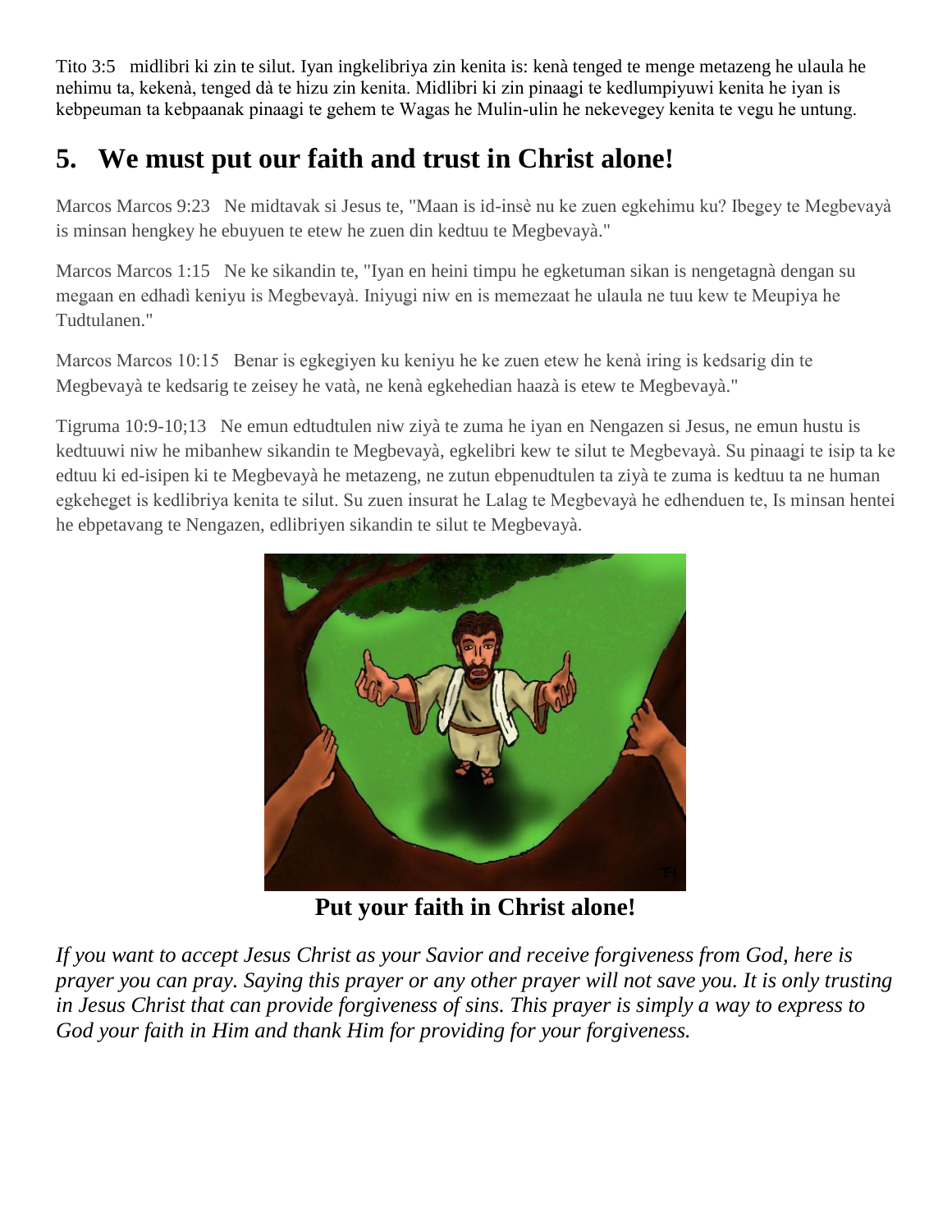Tito 3:5   midlibri ki zin te silut. Iyan ingkelibriya zin kenita is: kenà tenged te menge metazeng he ulaula he nehimu ta, kekenà, tenged dà te hizu zin kenita. Midlibri ki zin pinaagi te kedlumpiyuwi kenita he iyan is kebpeuman ta kebpaanak pinaagi te gehem te Wagas he Mulin-ulin he nekevegey kenita te vegu he untung.

## 5. We must put our faith and trust in Christ alone!

Marcos Marcos 9:23   Ne midtavak si Jesus te, "Maan is id-insè nu ke zuen egkehimu ku? Ibegey te Megbevayà is minsan hengkey he ebuyuen te etew he zuen din kedtuu te Megbevayà."

Marcos Marcos 1:15   Ne ke sikandin te, "Iyan en heini timpu he egketuman sikan is nengetagnà dengan su megaan en edhadì keniyu is Megbevayà. Iniyugi niw en is memezaat he ulaula ne tuu kew te Meupiya he Tudtulanen."

Marcos Marcos 10:15   Benar is egkegiyen ku keniyu he ke zuen etew he kenà iring is kedsarig din te Megbevayà te kedsarig te zeisey he vatà, ne kenà egkehedian haazà is etew te Megbevayà."

Tigruma 10:9-10;13   Ne emun edtudtulen niw ziyà te zuma he iyan en Nengazen si Jesus, ne emun hustu is kedtuuwi niw he mibanhew sikandin te Megbevayà, egkelibri kew te silut te Megbevayà. Su pinaagi te isip ta ke edtuu ki ed-isipen ki te Megbevayà he metazeng, ne zutun ebpenudtulen ta ziyà te zuma is kedtuu ta ne human egkeheget is kedlibriya kenita te silut. Su zuen insurat he Lalag te Megbevayà he edhenduen te, Is minsan hentei he ebpetavang te Nengazen, edlibriyen sikandin te silut te Megbevayà.

**Put your faith in Christ alone!**

*If you want to accept Jesus Christ as your Savior and receive forgiveness from God, here is prayer you can pray. Saying this prayer or any other prayer will not save you. It is only trusting in Jesus Christ that can provide forgiveness of sins. This prayer is simply a way to express to God your faith in Him and thank Him for providing for your forgiveness.*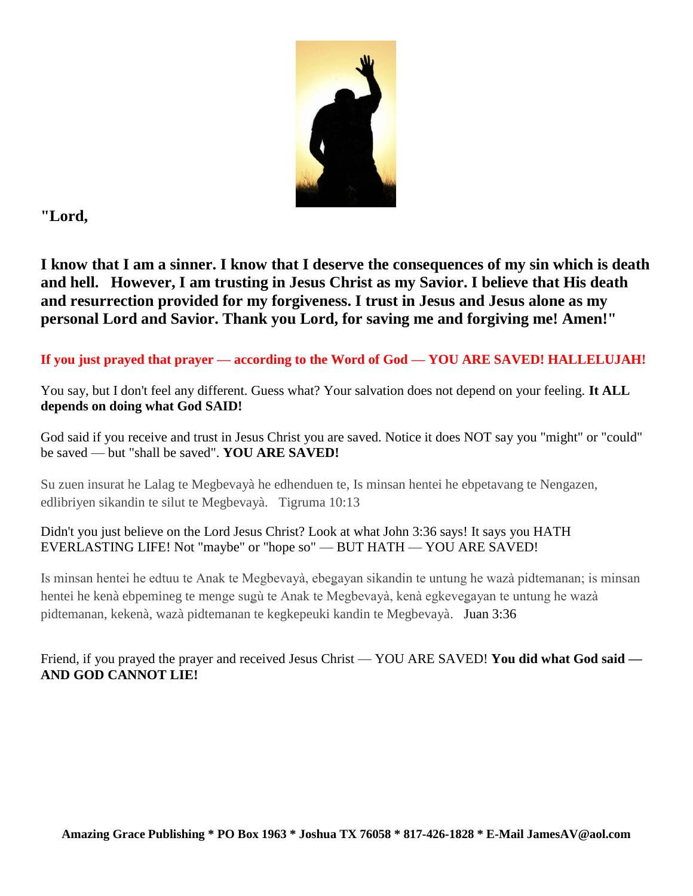**"Lord,**

**I know that I am a sinner. I know that I deserve the consequences of my sin which is death and hell. However, I am trusting in Jesus Christ as my Savior. I believe that His death and resurrection provided for my forgiveness. I trust in Jesus and Jesus alone as my personal Lord and Savior. Thank you Lord, for saving me and forgiving me! Amen!"**

**If you just prayed that prayer — according to the Word of God — YOU ARE SAVED! HALLELUJAH!**

You say, but I don't feel any different. Guess what? Your salvation does not depend on your feeling. **It ALL depends on doing what God SAID!**

God said if you receive and trust in Jesus Christ you are saved. Notice it does NOT say you "might" or "could" be saved — but "shall be saved". **YOU ARE SAVED!**

Su zuen insurat he Lalag te Megbevayà he edhenduen te, Is minsan hentei he ebpetavang te Nengazen, edlibriyen sikandin te silut te Megbevayà. Tigruma 10:13

Didn't you just believe on the Lord Jesus Christ? Look at what John 3:36 says! It says you HATH EVERLASTING LIFE! Not "maybe" or "hope so" — BUT HATH — YOU ARE SAVED!

Is minsan hentei he edtuu te Anak te Megbevayà, ebegayan sikandin te untung he wazà pidtemanan; is minsan hentei he kenà ebpemineg te menge sugù te Anak te Megbevayà, kenà egkevegayan te untung he wazà pidtemanan, kekenà, wazà pidtemanan te kegkepeuki kandin te Megbevayà. Juan 3:36

Friend, if you prayed the prayer and received Jesus Christ — YOU ARE SAVED! **You did what God said — AND GOD CANNOT LIE!**

**Amazing Grace Publishing * PO Box 1963 * Joshua TX 76058 * 817-426-1828 * E-Mail JamesAV@aol.com**